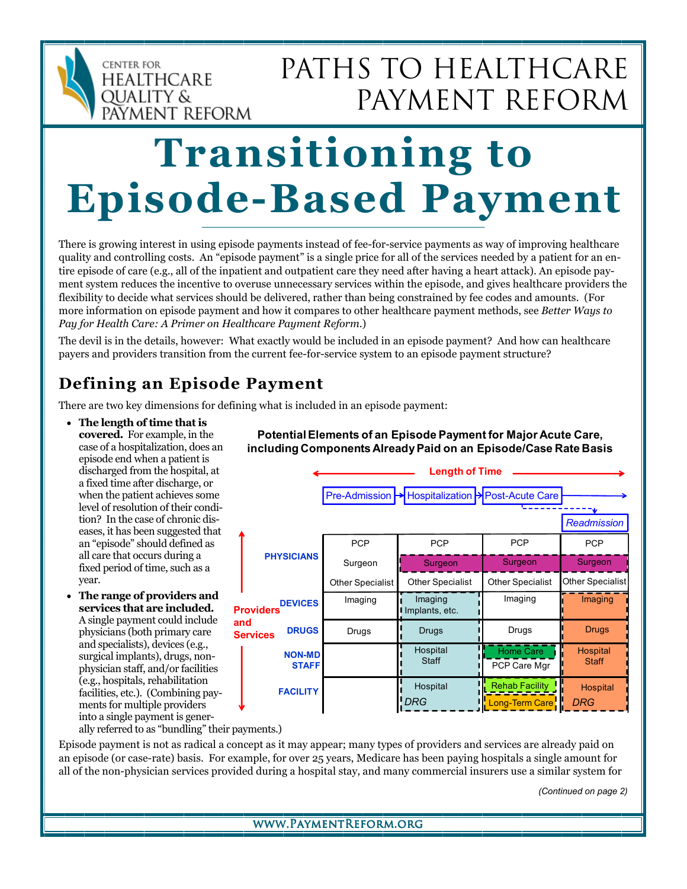# Paths to Healthcare Payment Reform

Center for Healthcare Quality & Payment Reform

# Transitioning to Episode-Based Payment

There is growing interest in using episode payments instead of fee-for-service payments as way of improving healthcare quality and controlling costs. An "episode payment" is a single price for all of the services needed by a patient for an entire episode of care (e.g., all of the inpatient and outpatient care they need after having a heart attack). An episode payment system reduces the incentive to overuse unnecessary services within the episode, and gives healthcare providers the flexibility to decide what services should be delivered, rather than being constrained by fee codes and amounts. (For more information on episode payment and how it compares to other healthcare payment methods, see *Better Ways to Pay for Health Care: A Primer on Healthcare Payment Reform.*)

The devil is in the details, however: What exactly would be included in an episode payment? And how can healthcare payers and providers transition from the current fee-for-service system to an episode payment structure?

## Defining an Episode Payment

There are two key dimensions for defining what is included in an episode payment:

- **The length of time that is covered.** For example, in the case of a hospitalization, does an episode end when a patient is discharged from the hospital, at a fixed time after discharge, or when the patient achieves some level of resolution of their condition? In the case of chronic diseases, it has been suggested that an "episode" should defined as all care that occurs during a fixed period of time, such as a year.
- **The range of providers and services that are included.** A single payment could include physicians (both primary care and specialists), devices (e.g., surgical implants), drugs, non-physician staff, and/or facilities (e.g., hospitals, rehabilitation facilities, etc.). (Combining payments for multiple providers into a single payment is generally referred to as "bundling" their payments.)

**Potential Elements of an Episode Payment for Major Acute Care, including Components Already Paid on an Episode/Case Rate Basis**

Length of Time: Pre-Admission → Hospitalization → Post-Acute Care → (Readmission)

| Providers and Services | Pre-Admission | Hospitalization | Post-Acute Care | Readmission |
|---|---|---|---|---|
| PHYSICIANS | PCP<br>Surgeon<br>Other Specialist | PCP<br>Surgeon<br>Other Specialist | PCP<br>Surgeon<br>Other Specialist | PCP<br>Surgeon<br>Other Specialist |
| DEVICES | Imaging | Imaging<br>Implants, etc. | Imaging | Imaging |
| DRUGS | Drugs | Drugs | Drugs | Drugs |
| NON-MD STAFF | | Hospital Staff | Home Care<br>PCP Care Mgr | Hospital Staff |
| FACILITY | | Hospital<br>DRG | Rehab Facility<br>Long-Term Care | Hospital<br>DRG |

Episode payment is not as radical a concept as it may appear; many types of providers and services are already paid on an episode (or case-rate) basis. For example, for over 25 years, Medicare has been paying hospitals a single amount for all of the non-physician services provided during a hospital stay, and many commercial insurers use a similar system for

*(Continued on page 2)*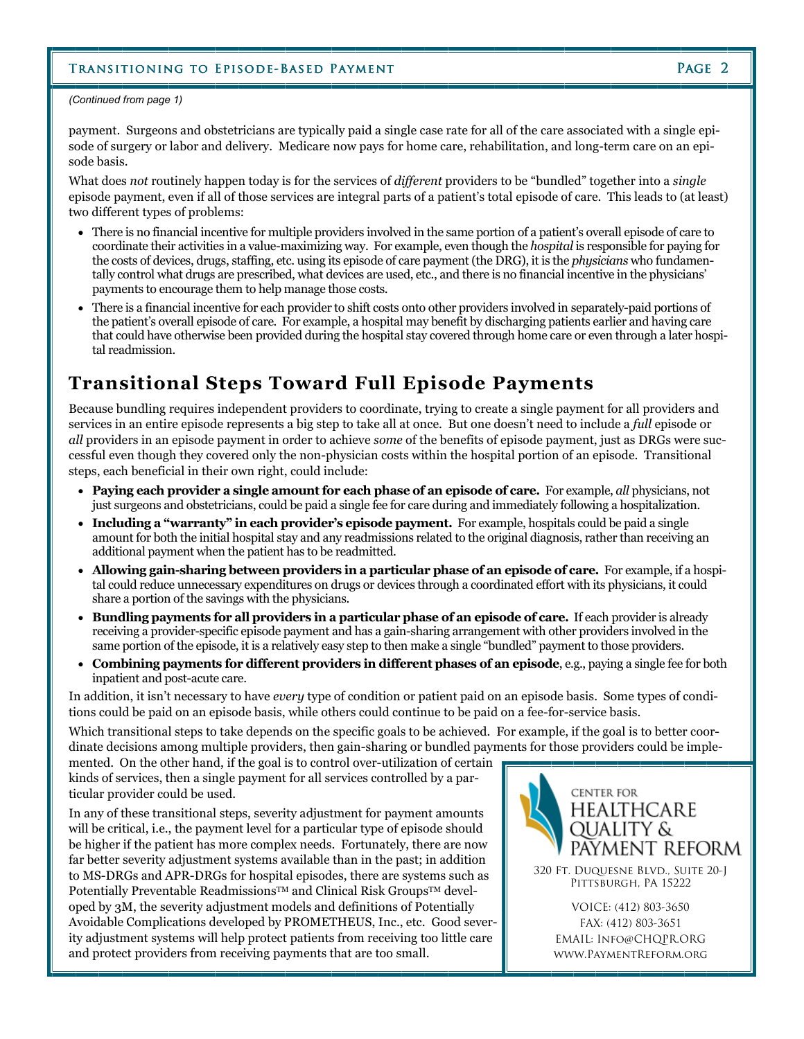*(Continued from page 1)*

payment. Surgeons and obstetricians are typically paid a single case rate for all of the care associated with a single episode of surgery or labor and delivery. Medicare now pays for home care, rehabilitation, and long-term care on an episode basis.

What does *not* routinely happen today is for the services of *different* providers to be "bundled" together into a *single* episode payment, even if all of those services are integral parts of a patient's total episode of care. This leads to (at least) two different types of problems:

- There is no financial incentive for multiple providers involved in the same portion of a patient's overall episode of care to coordinate their activities in a value-maximizing way. For example, even though the *hospital* is responsible for paying for the costs of devices, drugs, staffing, etc. using its episode of care payment (the DRG), it is the *physicians* who fundamentally control what drugs are prescribed, what devices are used, etc., and there is no financial incentive in the physicians' payments to encourage them to help manage those costs.
- There is a financial incentive for each provider to shift costs onto other providers involved in separately-paid portions of the patient's overall episode of care. For example, a hospital may benefit by discharging patients earlier and having care that could have otherwise been provided during the hospital stay covered through home care or even through a later hospital readmission.

## Transitional Steps Toward Full Episode Payments

Because bundling requires independent providers to coordinate, trying to create a single payment for all providers and services in an entire episode represents a big step to take all at once. But one doesn't need to include a *full* episode or *all* providers in an episode payment in order to achieve *some* of the benefits of episode payment, just as DRGs were successful even though they covered only the non-physician costs within the hospital portion of an episode. Transitional steps, each beneficial in their own right, could include:

- **Paying each provider a single amount for each phase of an episode of care.** For example, *all* physicians, not just surgeons and obstetricians, could be paid a single fee for care during and immediately following a hospitalization.
- **Including a "warranty" in each provider's episode payment.** For example, hospitals could be paid a single amount for both the initial hospital stay and any readmissions related to the original diagnosis, rather than receiving an additional payment when the patient has to be readmitted.
- **Allowing gain-sharing between providers in a particular phase of an episode of care.** For example, if a hospital could reduce unnecessary expenditures on drugs or devices through a coordinated effort with its physicians, it could share a portion of the savings with the physicians.
- **Bundling payments for all providers in a particular phase of an episode of care.** If each provider is already receiving a provider-specific episode payment and has a gain-sharing arrangement with other providers involved in the same portion of the episode, it is a relatively easy step to then make a single "bundled" payment to those providers.
- **Combining payments for different providers in different phases of an episode**, e.g., paying a single fee for both inpatient and post-acute care.

In addition, it isn't necessary to have *every* type of condition or patient paid on an episode basis. Some types of conditions could be paid on an episode basis, while others could continue to be paid on a fee-for-service basis.

Which transitional steps to take depends on the specific goals to be achieved. For example, if the goal is to better coordinate decisions among multiple providers, then gain-sharing or bundled payments for those providers could be implemented. On the other hand, if the goal is to control over-utilization of certain kinds of services, then a single payment for all services controlled by a particular provider could be used.

In any of these transitional steps, severity adjustment for payment amounts will be critical, i.e., the payment level for a particular type of episode should be higher if the patient has more complex needs. Fortunately, there are now far better severity adjustment systems available than in the past; in addition to MS-DRGs and APR-DRGs for hospital episodes, there are systems such as Potentially Preventable Readmissions™ and Clinical Risk Groups™ developed by 3M, the severity adjustment models and definitions of Potentially Avoidable Complications developed by PROMETHEUS, Inc., etc. Good severity adjustment systems will help protect patients from receiving too little care and protect providers from receiving payments that are too small.

CENTER FOR HEALTHCARE QUALITY & PAYMENT REFORM

320 Ft. Duquesne Blvd., Suite 20-J
Pittsburgh, PA 15222

VOICE: (412) 803-3650
FAX: (412) 803-3651
EMAIL: Info@CHQPR.org
www.PaymentReform.org